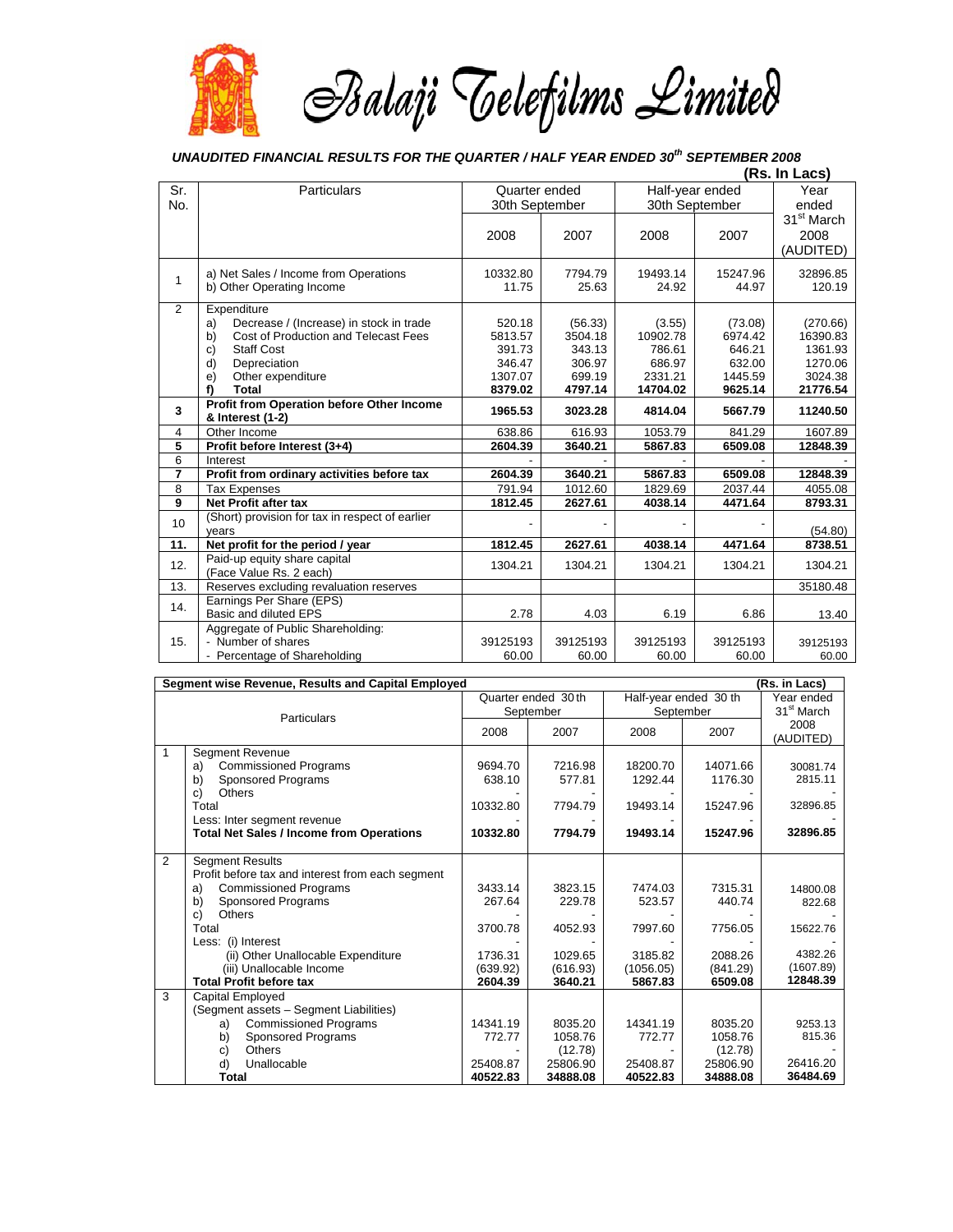# Balaji Telefilms Limited

### *UNAUDITED FINANCIAL RESULTS FOR THE QUARTER / HALF YEAR ENDED 30th SEPTEMBER 2008*

**(Rs. In Lacs)**

| Sr. No. | Particulars | Quarter ended 30th September | | Half-year ended 30th September | | Year ended 31st March 2008 (AUDITED) |
|---|---|---|---|---|---|---|
| | | 2008 | 2007 | 2008 | 2007 | |
| 1 | a) Net Sales / Income from Operations<br>b) Other Operating Income | 10332.80<br>11.75 | 7794.79<br>25.63 | 19493.14<br>24.92 | 15247.96<br>44.97 | 32896.85<br>120.19 |
| 2 | Expenditure | | | | | |
| | a) Decrease / (Increase) in stock in trade | 520.18 | (56.33) | (3.55) | (73.08) | (270.66) |
| | b) Cost of Production and Telecast Fees | 5813.57 | 3504.18 | 10902.78 | 6974.42 | 16390.83 |
| | c) Staff Cost | 391.73 | 343.13 | 786.61 | 646.21 | 1361.93 |
| | d) Depreciation | 346.47 | 306.97 | 686.97 | 632.00 | 1270.06 |
| | e) Other expenditure | 1307.07 | 699.19 | 2331.21 | 1445.59 | 3024.38 |
| | **f) Total** | **8379.02** | **4797.14** | **14704.02** | **9625.14** | **21776.54** |
| **3** | **Profit from Operation before Other Income & Interest (1-2)** | **1965.53** | **3023.28** | **4814.04** | **5667.79** | **11240.50** |
| 4 | Other Income | 638.86 | 616.93 | 1053.79 | 841.29 | 1607.89 |
| **5** | **Profit before Interest (3+4)** | **2604.39** | **3640.21** | **5867.83** | **6509.08** | **12848.39** |
| 6 | Interest | - | - | - | - | - |
| **7** | **Profit from ordinary activities before tax** | **2604.39** | **3640.21** | **5867.83** | **6509.08** | **12848.39** |
| 8 | Tax Expenses | 791.94 | 1012.60 | 1829.69 | 2037.44 | 4055.08 |
| **9** | **Net Profit after tax** | **1812.45** | **2627.61** | **4038.14** | **4471.64** | **8793.31** |
| 10 | (Short) provision for tax in respect of earlier years | - | - | - | - | (54.80) |
| **11.** | **Net profit for the period / year** | **1812.45** | **2627.61** | **4038.14** | **4471.64** | **8738.51** |
| 12. | Paid-up equity share capital (Face Value Rs. 2 each) | 1304.21 | 1304.21 | 1304.21 | 1304.21 | 1304.21 |
| 13. | Reserves excluding revaluation reserves | | | | | 35180.48 |
| 14. | Earnings Per Share (EPS)<br>Basic and diluted EPS | 2.78 | 4.03 | 6.19 | 6.86 | 13.40 |
| 15. | Aggregate of Public Shareholding:<br>- Number of shares<br>- Percentage of Shareholding | 39125193<br>60.00 | 39125193<br>60.00 | 39125193<br>60.00 | 39125193<br>60.00 | 39125193<br>60.00 |

**Segment wise Revenue, Results and Capital Employed** (Rs. in Lacs)

| | Particulars | Quarter ended 30th September | | Half-year ended 30th September | | Year ended 31st March 2008 (AUDITED) |
|---|---|---|---|---|---|---|
| | | 2008 | 2007 | 2008 | 2007 | |
| 1 | Segment Revenue | | | | | |
| | a) Commissioned Programs | 9694.70 | 7216.98 | 18200.70 | 14071.66 | 30081.74 |
| | b) Sponsored Programs | 638.10 | 577.81 | 1292.44 | 1176.30 | 2815.11 |
| | c) Others | - | - | - | - | - |
| | Total | 10332.80 | 7794.79 | 19493.14 | 15247.96 | 32896.85 |
| | Less: Inter segment revenue | - | - | - | - | - |
| | **Total Net Sales / Income from Operations** | **10332.80** | **7794.79** | **19493.14** | **15247.96** | **32896.85** |
| 2 | Segment Results<br>Profit before tax and interest from each segment | | | | | |
| | a) Commissioned Programs | 3433.14 | 3823.15 | 7474.03 | 7315.31 | 14800.08 |
| | b) Sponsored Programs | 267.64 | 229.78 | 523.57 | 440.74 | 822.68 |
| | c) Others | - | - | - | - | - |
| | Total | 3700.78 | 4052.93 | 7997.60 | 7756.05 | 15622.76 |
| | Less: (i) Interest | - | - | - | - | - |
| | (ii) Other Unallocable Expenditure | 1736.31 | 1029.65 | 3185.82 | 2088.26 | 4382.26 |
| | (iii) Unallocable Income | (639.92) | (616.93) | (1056.05) | (841.29) | (1607.89) |
| | **Total Profit before tax** | **2604.39** | **3640.21** | **5867.83** | **6509.08** | **12848.39** |
| 3 | Capital Employed<br>(Segment assets – Segment Liabilities) | | | | | |
| | a) Commissioned Programs | 14341.19 | 8035.20 | 14341.19 | 8035.20 | 9253.13 |
| | b) Sponsored Programs | 772.77 | 1058.76 | 772.77 | 1058.76 | 815.36 |
| | c) Others | - | (12.78) | - | (12.78) | - |
| | d) Unallocable | 25408.87 | 25806.90 | 25408.87 | 25806.90 | 26416.20 |
| | **Total** | **40522.83** | **34888.08** | **40522.83** | **34888.08** | **36484.69** |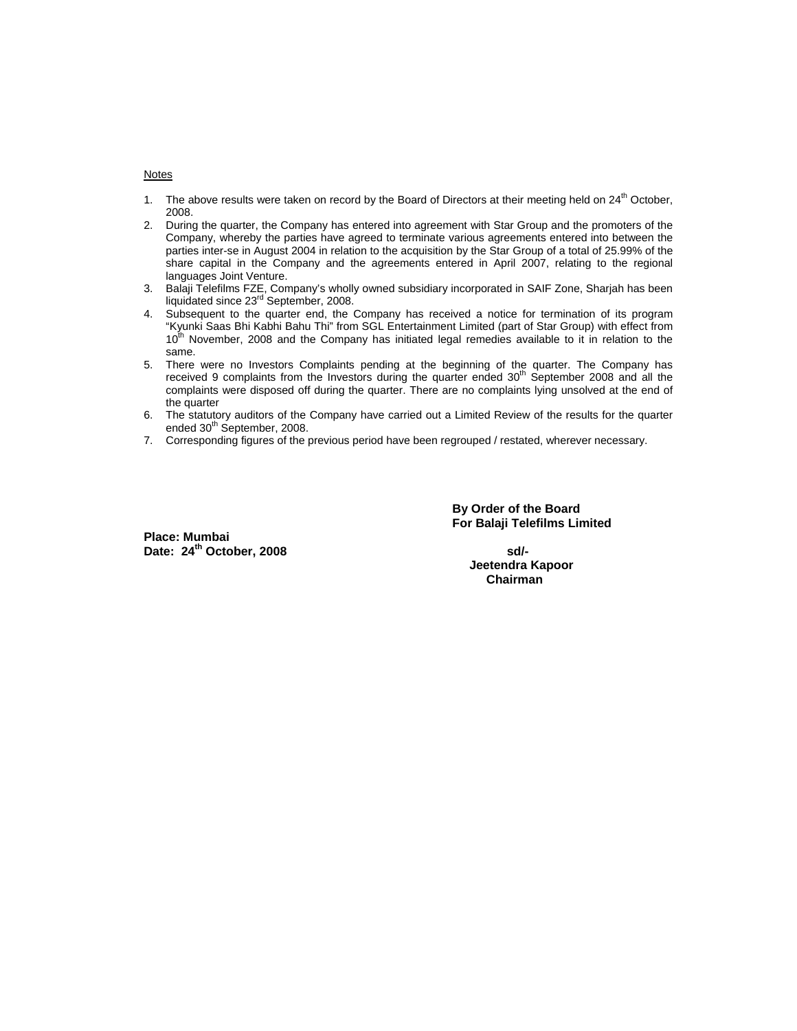Notes

1. The above results were taken on record by the Board of Directors at their meeting held on 24th October, 2008.
2. During the quarter, the Company has entered into agreement with Star Group and the promoters of the Company, whereby the parties have agreed to terminate various agreements entered into between the parties inter-se in August 2004 in relation to the acquisition by the Star Group of a total of 25.99% of the share capital in the Company and the agreements entered in April 2007, relating to the regional languages Joint Venture.
3. Balaji Telefilms FZE, Company's wholly owned subsidiary incorporated in SAIF Zone, Sharjah has been liquidated since 23rd September, 2008.
4. Subsequent to the quarter end, the Company has received a notice for termination of its program "Kyunki Saas Bhi Kabhi Bahu Thi" from SGL Entertainment Limited (part of Star Group) with effect from 10th November, 2008 and the Company has initiated legal remedies available to it in relation to the same.
5. There were no Investors Complaints pending at the beginning of the quarter. The Company has received 9 complaints from the Investors during the quarter ended 30th September 2008 and all the complaints were disposed off during the quarter. There are no complaints lying unsolved at the end of the quarter
6. The statutory auditors of the Company have carried out a Limited Review of the results for the quarter ended 30th September, 2008.
7. Corresponding figures of the previous period have been regrouped / restated, wherever necessary.

**By Order of the Board**
**For Balaji Telefilms Limited**

**Place: Mumbai**
**Date: 24th October, 2008**

**sd/-**
**Jeetendra Kapoor**
**Chairman**